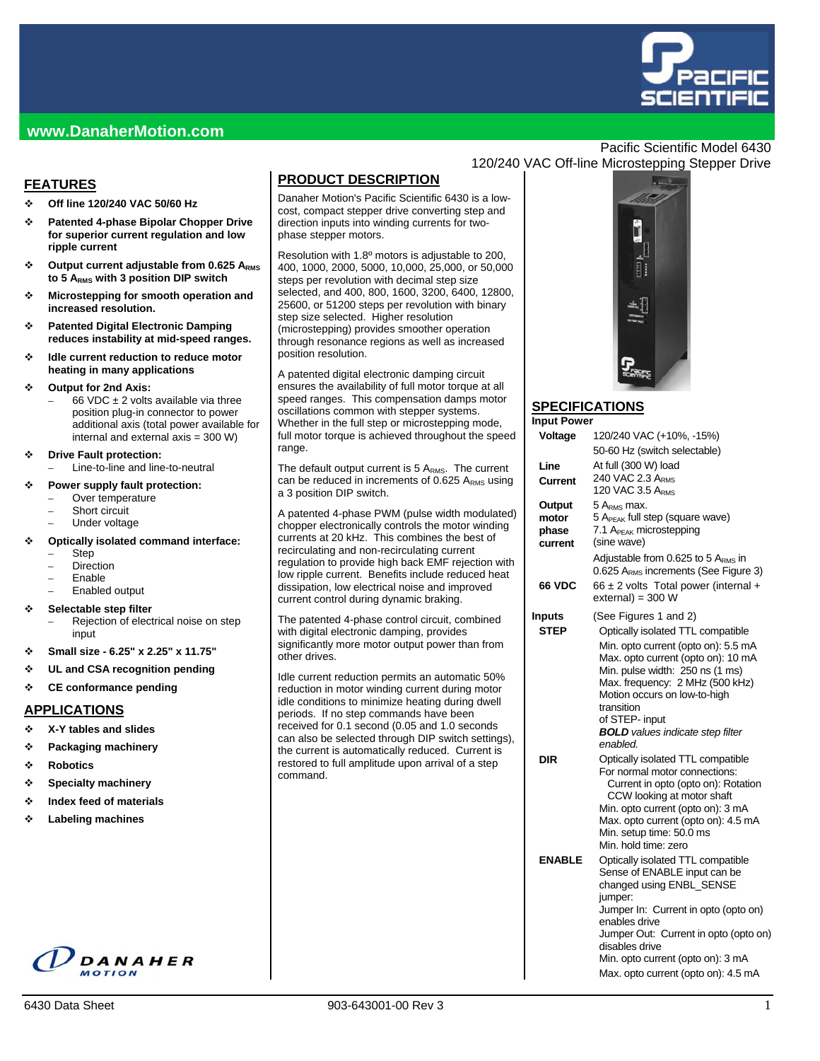www.DanaherMotion.com

Pacific Scientific Model 6430
120/240 VAC Off-line Microstepping Stepper Drive

## FEATURES

- **Off line 120/240 VAC 50/60 Hz**
- **Patented 4-phase Bipolar Chopper Drive for superior current regulation and low ripple current**
- **Output current adjustable from 0.625 $A_{RMS}$ to 5 $A_{RMS}$ with 3 position DIP switch**
- **Microstepping for smooth operation and increased resolution.**
- **Patented Digital Electronic Damping reduces instability at mid-speed ranges.**
- **Idle current reduction to reduce motor heating in many applications**
- **Output for 2nd Axis:**
  - 66 VDC ± 2 volts available via three position plug-in connector to power additional axis (total power available for internal and external axis = 300 W)
- **Drive Fault protection:**
  - Line-to-line and line-to-neutral
- **Power supply fault protection:**
  - Over temperature
  - Short circuit
  - Under voltage
- **Optically isolated command interface:**
  - Step
  - Direction
  - Enable
  - Enabled output
- **Selectable step filter**
  - Rejection of electrical noise on step input
- **Small size - 6.25" x 2.25" x 11.75"**
- **UL and CSA recognition pending**
- **CE conformance pending**

## APPLICATIONS

- **X-Y tables and slides**
- **Packaging machinery**
- **Robotics**
- **Specialty machinery**
- **Index feed of materials**
- **Labeling machines**

## PRODUCT DESCRIPTION

Danaher Motion's Pacific Scientific 6430 is a low-cost, compact stepper drive converting step and direction inputs into winding currents for two-phase stepper motors.

Resolution with 1.8º motors is adjustable to 200, 400, 1000, 2000, 5000, 10,000, 25,000, or 50,000 steps per revolution with decimal step size selected, and 400, 800, 1600, 3200, 6400, 12800, 25600, or 51200 steps per revolution with binary step size selected. Higher resolution (microstepping) provides smoother operation through resonance regions as well as increased position resolution.

A patented digital electronic damping circuit ensures the availability of full motor torque at all speed ranges. This compensation damps motor oscillations common with stepper systems. Whether in the full step or microstepping mode, full motor torque is achieved throughout the speed range.

The default output current is 5 $A_{RMS}$. The current can be reduced in increments of 0.625 $A_{RMS}$ using a 3 position DIP switch.

A patented 4-phase PWM (pulse width modulated) chopper electronically controls the motor winding currents at 20 kHz. This combines the best of recirculating and non-recirculating current regulation to provide high back EMF rejection with low ripple current. Benefits include reduced heat dissipation, low electrical noise and improved current control during dynamic braking.

The patented 4-phase control circuit, combined with digital electronic damping, provides significantly more motor output power than from other drives.

Idle current reduction permits an automatic 50% reduction in motor winding current during motor idle conditions to minimize heating during dwell periods. If no step commands have been received for 0.1 second (0.05 and 1.0 seconds can also be selected through DIP switch settings), the current is automatically reduced. Current is restored to full amplitude upon arrival of a step command.

## SPECIFICATIONS

**Input Power**

| | |
|---|---|
| **Voltage** | 120/240 VAC (+10%, -15%)<br>50-60 Hz (switch selectable) |
| **Line Current** | At full (300 W) load<br>240 VAC 2.3 $A_{RMS}$<br>120 VAC 3.5 $A_{RMS}$ |
| **Output motor phase current** | 5 $A_{RMS}$ max.<br>5 $A_{PEAK}$ full step (square wave)<br>7.1 $A_{PEAK}$ microstepping (sine wave)<br>Adjustable from 0.625 to 5 $A_{RMS}$ in 0.625 $A_{RMS}$ increments (See Figure 3) |
| **66 VDC** | 66 ± 2 volts Total power (internal + external) = 300 W |

**Inputs** (See Figures 1 and 2)

| | |
|---|---|
| **STEP** | Optically isolated TTL compatible<br>Min. opto current (opto on): 5.5 mA<br>Max. opto current (opto on): 10 mA<br>Min. pulse width: 250 ns (**1 ms**)<br>Max. frequency: 2 MHz (**500 kHz**)<br>Motion occurs on low-to-high transition of STEP- input<br>***BOLD** values indicate step filter enabled.* |
| **DIR** | Optically isolated TTL compatible<br>For normal motor connections:<br>Current in opto (opto on): Rotation CCW looking at motor shaft<br>Min. opto current (opto on): 3 mA<br>Max. opto current (opto on): 4.5 mA<br>Min. setup time: 50.0 ms<br>Min. hold time: zero |
| **ENABLE** | Optically isolated TTL compatible<br>Sense of ENABLE input can be changed using ENBL_SENSE jumper:<br>Jumper In: Current in opto (opto on) enables drive<br>Jumper Out: Current in opto (opto on) disables drive<br>Min. opto current (opto on): 3 mA<br>Max. opto current (opto on): 4.5 mA |

6430 Data Sheet 903-643001-00 Rev 3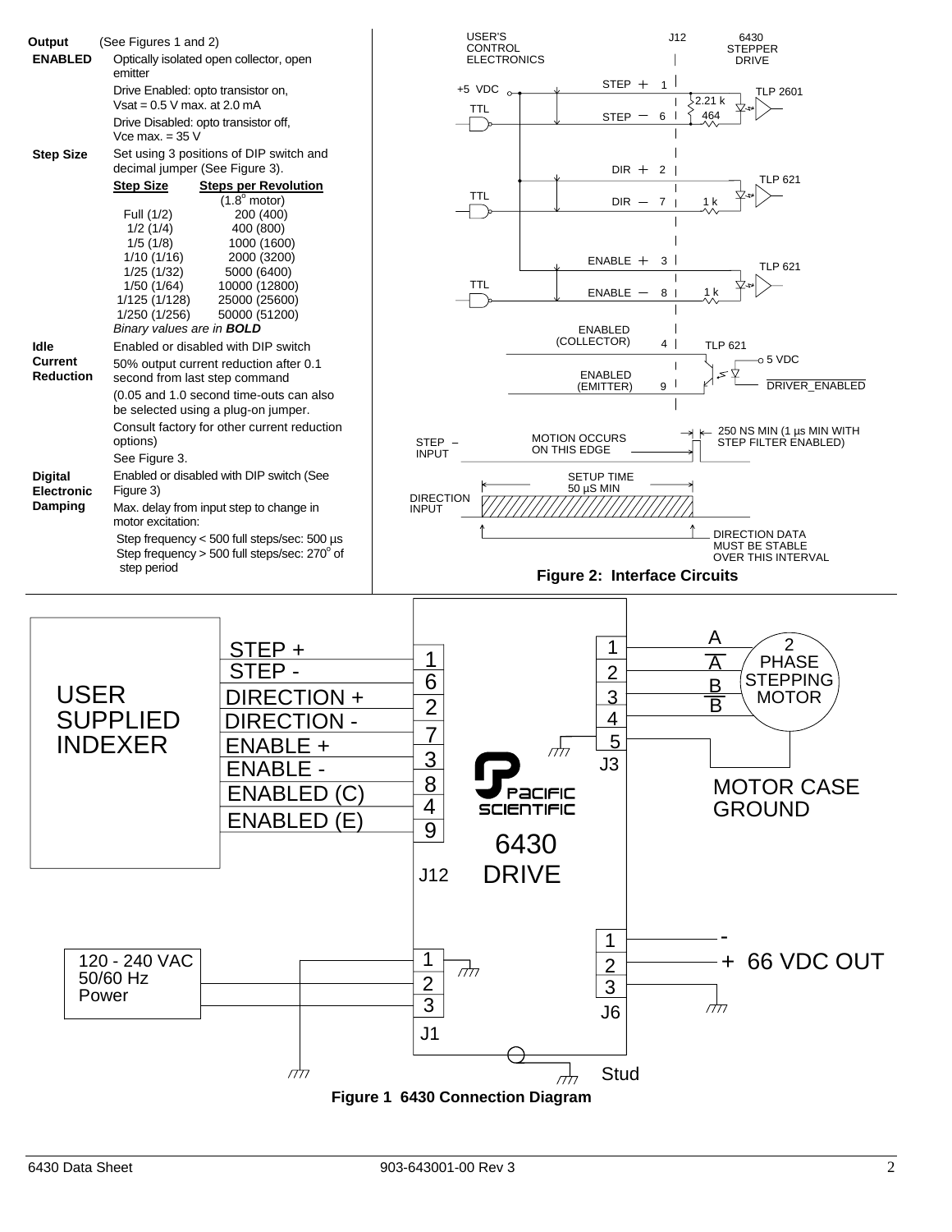**Output ENABLED** (See Figures 1 and 2)

Optically isolated open collector, open emitter

Drive Enabled: opto transistor on, Vsat = 0.5 V max. at 2.0 mA

Drive Disabled: opto transistor off, Vce max. = 35 V

**Step Size** Set using 3 positions of DIP switch and decimal jumper (See Figure 3).

| Step Size | Steps per Revolution (1.8° motor) |
|---|---|
| Full (1/2) | 200 (400) |
| 1/2 (1/4) | 400 (800) |
| 1/5 (1/8) | 1000 (1600) |
| 1/10 (1/16) | 2000 (3200) |
| 1/25 (1/32) | 5000 (6400) |
| 1/50 (1/64) | 10000 (12800) |
| 1/125 (1/128) | 25000 (25600) |
| 1/250 (1/256) | 50000 (51200) |

*Binary values are in* ***BOLD***

**Idle Current Reduction** Enabled or disabled with DIP switch

50% output current reduction after 0.1 second from last step command

(0.05 and 1.0 second time-outs can also be selected using a plug-on jumper.

Consult factory for other current reduction options)

See Figure 3.

**Digital Electronic Damping** Enabled or disabled with DIP switch (See Figure 3)

Max. delay from input step to change in motor excitation:

Step frequency < 500 full steps/sec: 500 µs
Step frequency > 500 full steps/sec: 270° of step period

**Figure 2: Interface Circuits**

**Figure 1 6430 Connection Diagram**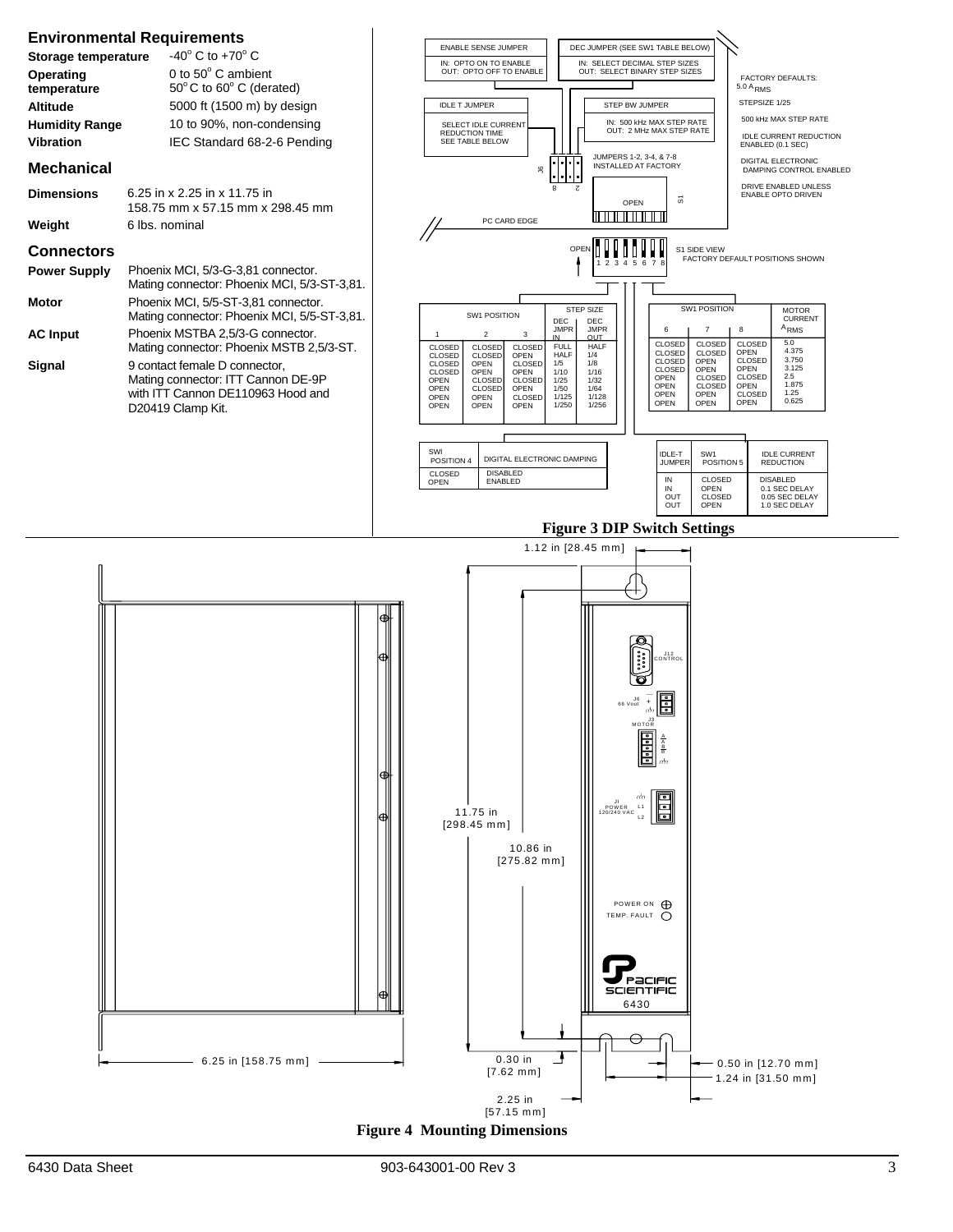## Environmental Requirements

| | |
|---|---|
| **Storage temperature** | -40° C to +70° C |
| **Operating temperature** | 0 to 50° C ambient<br>50° C to 60° C (derated) |
| **Altitude** | 5000 ft (1500 m) by design |
| **Humidity Range** | 10 to 90%, non-condensing |
| **Vibration** | IEC Standard 68-2-6 Pending |

## Mechanical

| | |
|---|---|
| **Dimensions** | 6.25 in x 2.25 in x 11.75 in<br>158.75 mm x 57.15 mm x 298.45 mm |
| **Weight** | 6 lbs. nominal |

## Connectors

| | |
|---|---|
| **Power Supply** | Phoenix MCI, 5/3-G-3,81 connector.<br>Mating connector: Phoenix MCI, 5/3-ST-3,81. |
| **Motor** | Phoenix MCI, 5/5-ST-3,81 connector.<br>Mating connector: Phoenix MCI, 5/5-ST-3,81. |
| **AC Input** | Phoenix MSTBA 2,5/3-G connector.<br>Mating connector: Phoenix MSTB 2,5/3-ST. |
| **Signal** | 9 contact female D connector,<br>Mating connector: ITT Cannon DE-9P with ITT Cannon DE110963 Hood and D20419 Clamp Kit. |

ENABLE SENSE JUMPER
IN: OPTO ON TO ENABLE
OUT: OPTO OFF TO ENABLE

DEC JUMPER (SEE SW1 TABLE BELOW)
IN: SELECT DECIMAL STEP SIZES
OUT: SELECT BINARY STEP SIZES

IDLE T JUMPER
SELECT IDLE CURRENT REDUCTION TIME
SEE TABLE BELOW

STEP BW JUMPER
IN: 500 kHz MAX STEP RATE
OUT: 2 MHz MAX STEP RATE

JUMPERS 1-2, 3-4, & 7-8 INSTALLED AT FACTORY

FACTORY DEFAULTS:
5.0 $A_{RMS}$
STEPSIZE 1/25
500 kHz MAX STEP RATE
IDLE CURRENT REDUCTION ENABLED (0.1 SEC)
DIGITAL ELECTRONIC DAMPING CONTROL ENABLED
DRIVE ENABLED UNLESS ENABLE OPTO DRIVEN

PC CARD EDGE

S1 SIDE VIEW
FACTORY DEFAULT POSITIONS SHOWN

| SW1 POSITION 1 | SW1 POSITION 2 | SW1 POSITION 3 | STEP SIZE DEC JMPR IN | STEP SIZE DEC JMPR OUT |
|---|---|---|---|---|
| CLOSED | CLOSED | CLOSED | FULL | HALF |
| CLOSED | CLOSED | OPEN | HALF | 1/4 |
| CLOSED | OPEN | CLOSED | 1/5 | 1/8 |
| CLOSED | OPEN | OPEN | 1/10 | 1/16 |
| OPEN | CLOSED | CLOSED | 1/25 | 1/32 |
| OPEN | CLOSED | OPEN | 1/50 | 1/64 |
| OPEN | OPEN | CLOSED | 1/125 | 1/128 |
| OPEN | OPEN | OPEN | 1/250 | 1/256 |

| SW1 POSITION 6 | SW1 POSITION 7 | SW1 POSITION 8 | MOTOR CURRENT $A_{RMS}$ |
|---|---|---|---|
| CLOSED | CLOSED | CLOSED | 5.0 |
| CLOSED | CLOSED | OPEN | 4.375 |
| CLOSED | OPEN | CLOSED | 3.750 |
| CLOSED | OPEN | OPEN | 3.125 |
| OPEN | CLOSED | CLOSED | 2.5 |
| OPEN | CLOSED | OPEN | 1.875 |
| OPEN | OPEN | CLOSED | 1.25 |
| OPEN | OPEN | OPEN | 0.625 |

| SWI POSITION 4 | DIGITAL ELECTRONIC DAMPING |
|---|---|
| CLOSED | DISABLED |
| OPEN | ENABLED |

| IDLE-T JUMPER | SW1 POSITION 5 | IDLE CURRENT REDUCTION |
|---|---|---|
| IN | CLOSED | DISABLED |
| IN | OPEN | 0.1 SEC DELAY |
| OUT | CLOSED | 0.05 SEC DELAY |
| OUT | OPEN | 1.0 SEC DELAY |

**Figure 3 DIP Switch Settings**

1.12 in [28.45 mm]
11.75 in [298.45 mm]
10.86 in [275.82 mm]
0.30 in [7.62 mm]
0.50 in [12.70 mm]
1.24 in [31.50 mm]
2.25 in [57.15 mm]
6.25 in [158.75 mm]

J12 CONTROL
J6 66 Vout
J3 MOTOR
J1 POWER 120/240 VAC L1 L2
POWER ON
TEMP. FAULT
PACIFIC SCIENTIFIC 6430

**Figure 4 Mounting Dimensions**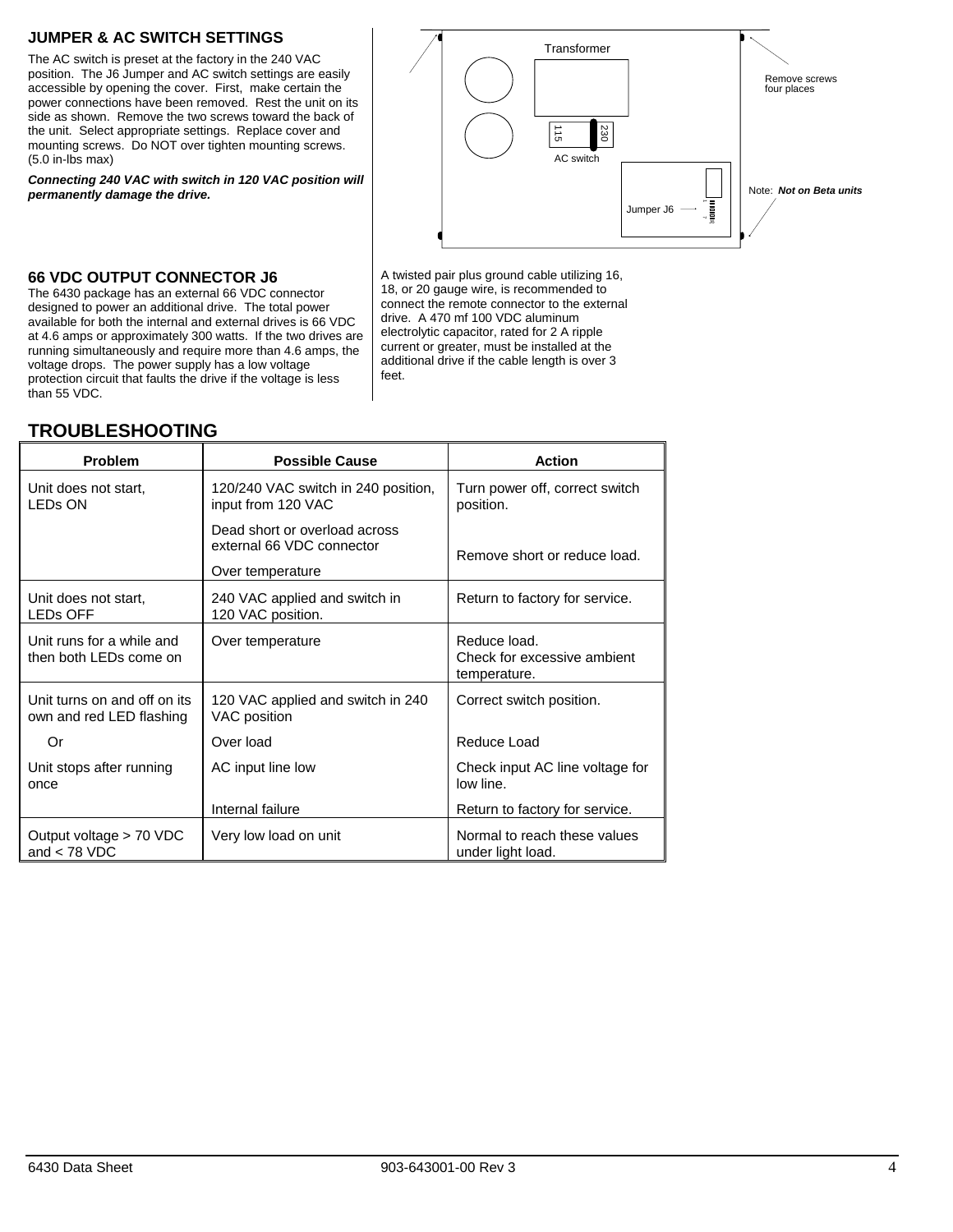## JUMPER & AC SWITCH SETTINGS

The AC switch is preset at the factory in the 240 VAC position. The J6 Jumper and AC switch settings are easily accessible by opening the cover. First, make certain the power connections have been removed. Rest the unit on its side as shown. Remove the two screws toward the back of the unit. Select appropriate settings. Replace cover and mounting screws. Do NOT over tighten mounting screws. (5.0 in-lbs max)

***Connecting 240 VAC with switch in 120 VAC position will permanently damage the drive.***

Transformer

115 230

AC switch

Jumper J6

Remove screws four places

Note: ***Not on Beta units***

## 66 VDC OUTPUT CONNECTOR J6

The 6430 package has an external 66 VDC connector designed to power an additional drive. The total power available for both the internal and external drives is 66 VDC at 4.6 amps or approximately 300 watts. If the two drives are running simultaneously and require more than 4.6 amps, the voltage drops. The power supply has a low voltage protection circuit that faults the drive if the voltage is less than 55 VDC.

A twisted pair plus ground cable utilizing 16, 18, or 20 gauge wire, is recommended to connect the remote connector to the external drive. A 470 mf 100 VDC aluminum electrolytic capacitor, rated for 2 A ripple current or greater, must be installed at the additional drive if the cable length is over 3 feet.

## TROUBLESHOOTING

| Problem | Possible Cause | Action |
|---|---|---|
| Unit does not start, LEDs ON | 120/240 VAC switch in 240 position, input from 120 VAC | Turn power off, correct switch position. |
| | Dead short or overload across external 66 VDC connector | Remove short or reduce load. |
| | Over temperature | |
| Unit does not start, LEDs OFF | 240 VAC applied and switch in 120 VAC position. | Return to factory for service. |
| Unit runs for a while and then both LEDs come on | Over temperature | Reduce load. Check for excessive ambient temperature. |
| Unit turns on and off on its own and red LED flashing | 120 VAC applied and switch in 240 VAC position | Correct switch position. |
| Or | Over load | Reduce Load |
| Unit stops after running once | AC input line low | Check input AC line voltage for low line. |
| | Internal failure | Return to factory for service. |
| Output voltage > 70 VDC and < 78 VDC | Very low load on unit | Normal to reach these values under light load. |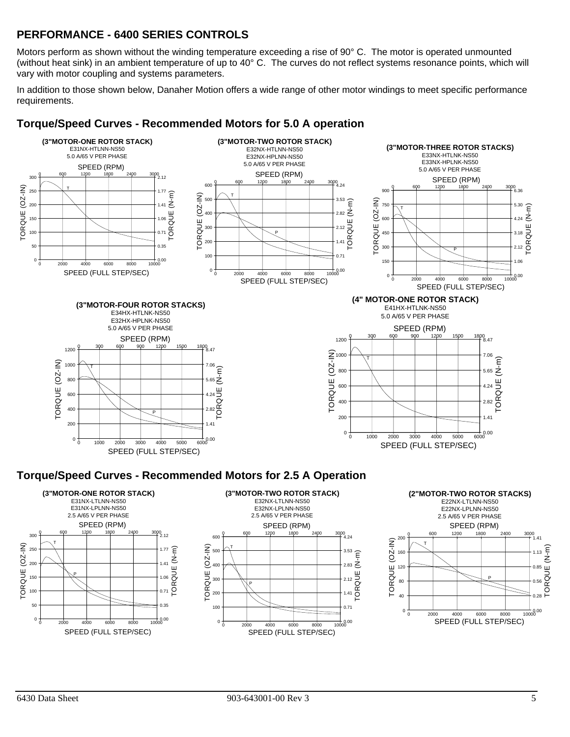## PERFORMANCE - 6400 SERIES CONTROLS

Motors perform as shown without the winding temperature exceeding a rise of 90° C. The motor is operated unmounted (without heat sink) in an ambient temperature of up to 40° C. The curves do not reflect systems resonance points, which will vary with motor coupling and systems parameters.

In addition to those shown below, Danaher Motion offers a wide range of other motor windings to meet specific performance requirements.

### Torque/Speed Curves - Recommended Motors for 5.0 A operation

**(3"MOTOR-ONE ROTOR STACK)**
E31NX-HTLNN-NS50
5.0 A/65 V PER PHASE

**(3"MOTOR-TWO ROTOR STACK)**
E32NX-HTLNN-NS50
E32NX-HPLNN-NS50
5.0 A/65 V PER PHASE

**(3"MOTOR-THREE ROTOR STACKS)**
E33NX-HTLNK-NS50
E33NX-HPLNK-NS50
5.0 A/65 V PER PHASE

**(3"MOTOR-FOUR ROTOR STACKS)**
E34HX-HTLNK-NS50
E32HX-HPLNK-NS50
5.0 A/65 V PER PHASE

**(4" MOTOR-ONE ROTOR STACK)**
E41HX-HTLNK-NS50
5.0 A/65 V PER PHASE

### Torque/Speed Curves - Recommended Motors for 2.5 A Operation

**(3"MOTOR-ONE ROTOR STACK)**
E31NX-LTLNN-NS50
E31NX-LPLNN-NS50
2.5 A/65 V PER PHASE

**(3"MOTOR-TWO ROTOR STACK)**
E32NX-LTLNN-NS50
E32NX-LPLNN-NS50
2.5 A/65 V PER PHASE

**(2"MOTOR-TWO ROTOR STACKS)**
E22NX-LTLNN-NS50
E22NX-LPLNN-NS50
2.5 A/65 V PER PHASE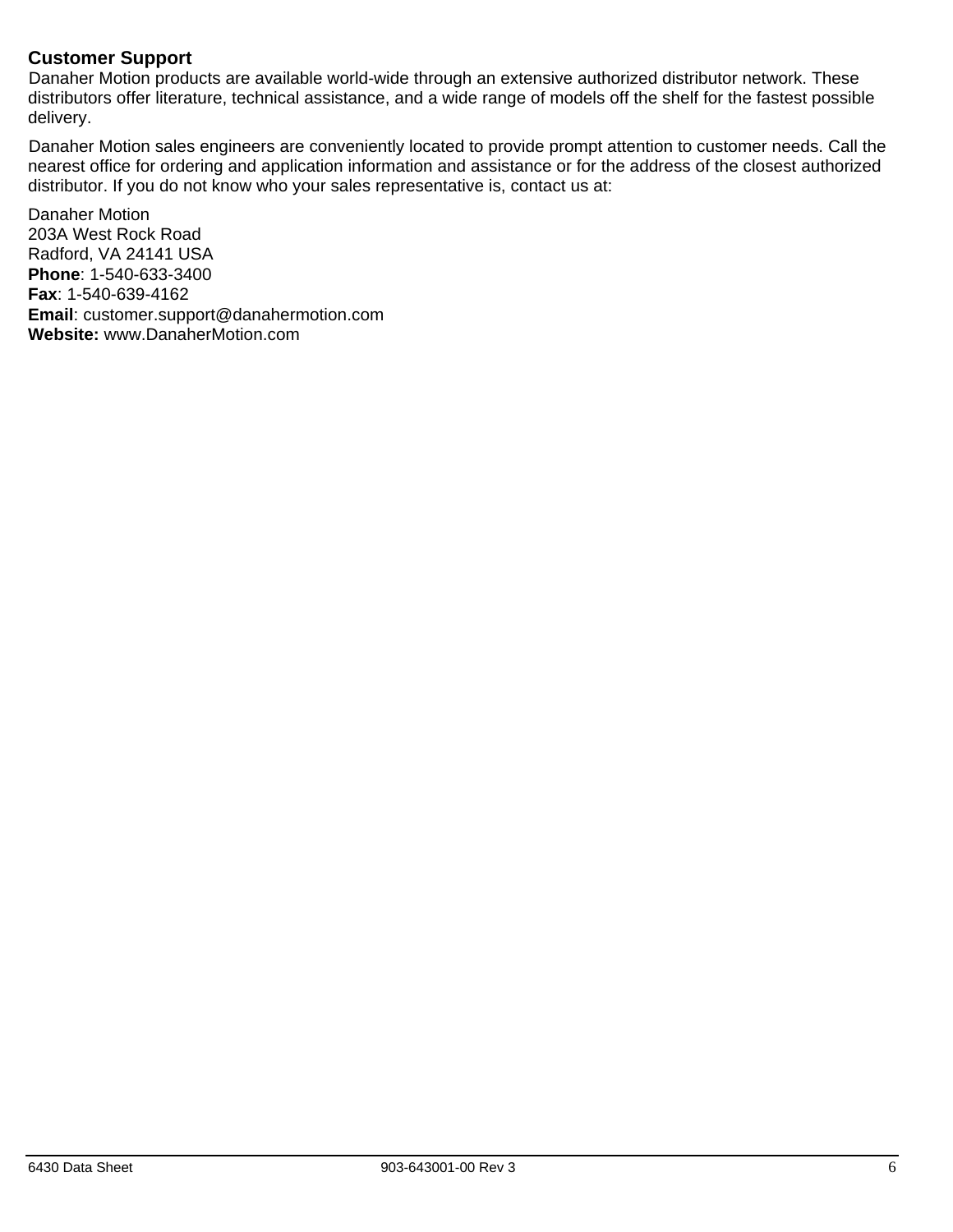## Customer Support

Danaher Motion products are available world-wide through an extensive authorized distributor network. These distributors offer literature, technical assistance, and a wide range of models off the shelf for the fastest possible delivery.

Danaher Motion sales engineers are conveniently located to provide prompt attention to customer needs. Call the nearest office for ordering and application information and assistance or for the address of the closest authorized distributor. If you do not know who your sales representative is, contact us at:

Danaher Motion  
203A West Rock Road  
Radford, VA 24141 USA  
**Phone**: 1-540-633-3400  
**Fax**: 1-540-639-4162  
**Email**: customer.support@danahermotion.com  
**Website:** www.DanaherMotion.com